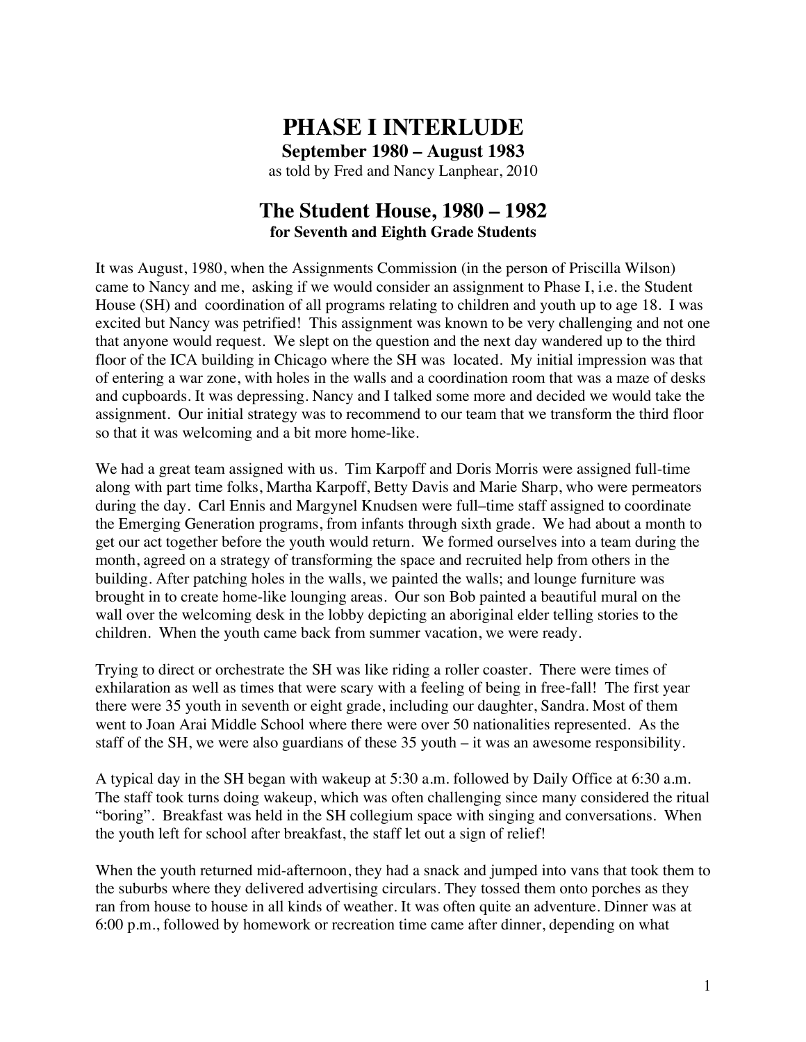# PHASE I INTERLUDE

**September 1980 – August 1983**

as told by Fred and Nancy Lanphear, 2010

## The Student House, 1980 – 1982

**for Seventh and Eighth Grade Students**

It was August, 1980, when the Assignments Commission (in the person of Priscilla Wilson) came to Nancy and me, asking if we would consider an assignment to Phase I, i.e. the Student House (SH) and coordination of all programs relating to children and youth up to age 18. I was excited but Nancy was petrified! This assignment was known to be very challenging and not one that anyone would request. We slept on the question and the next day wandered up to the third floor of the ICA building in Chicago where the SH was located. My initial impression was that of entering a war zone, with holes in the walls and a coordination room that was a maze of desks and cupboards. It was depressing. Nancy and I talked some more and decided we would take the assignment. Our initial strategy was to recommend to our team that we transform the third floor so that it was welcoming and a bit more home-like.

We had a great team assigned with us. Tim Karpoff and Doris Morris were assigned full-time along with part time folks, Martha Karpoff, Betty Davis and Marie Sharp, who were permeators during the day. Carl Ennis and Margynel Knudsen were full–time staff assigned to coordinate the Emerging Generation programs, from infants through sixth grade. We had about a month to get our act together before the youth would return. We formed ourselves into a team during the month, agreed on a strategy of transforming the space and recruited help from others in the building. After patching holes in the walls, we painted the walls; and lounge furniture was brought in to create home-like lounging areas. Our son Bob painted a beautiful mural on the wall over the welcoming desk in the lobby depicting an aboriginal elder telling stories to the children. When the youth came back from summer vacation, we were ready.

Trying to direct or orchestrate the SH was like riding a roller coaster. There were times of exhilaration as well as times that were scary with a feeling of being in free-fall! The first year there were 35 youth in seventh or eight grade, including our daughter, Sandra. Most of them went to Joan Arai Middle School where there were over 50 nationalities represented. As the staff of the SH, we were also guardians of these 35 youth – it was an awesome responsibility.

A typical day in the SH began with wakeup at 5:30 a.m. followed by Daily Office at 6:30 a.m. The staff took turns doing wakeup, which was often challenging since many considered the ritual "boring". Breakfast was held in the SH collegium space with singing and conversations. When the youth left for school after breakfast, the staff let out a sign of relief!

When the youth returned mid-afternoon, they had a snack and jumped into vans that took them to the suburbs where they delivered advertising circulars. They tossed them onto porches as they ran from house to house in all kinds of weather. It was often quite an adventure. Dinner was at 6:00 p.m., followed by homework or recreation time came after dinner, depending on what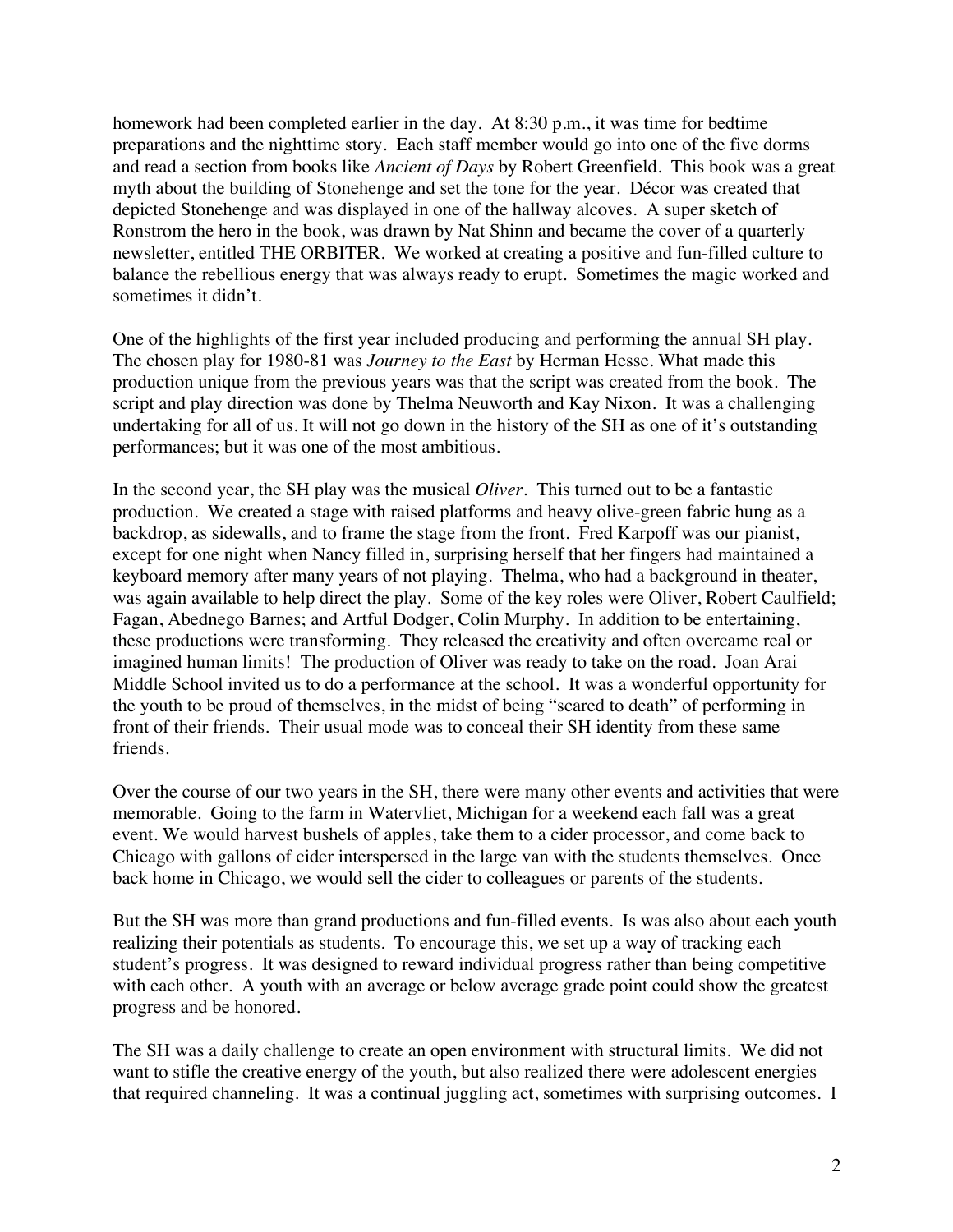homework had been completed earlier in the day. At 8:30 p.m., it was time for bedtime preparations and the nighttime story. Each staff member would go into one of the five dorms and read a section from books like *Ancient of Days* by Robert Greenfield. This book was a great myth about the building of Stonehenge and set the tone for the year. Décor was created that depicted Stonehenge and was displayed in one of the hallway alcoves. A super sketch of Ronstrom the hero in the book, was drawn by Nat Shinn and became the cover of a quarterly newsletter, entitled THE ORBITER. We worked at creating a positive and fun-filled culture to balance the rebellious energy that was always ready to erupt. Sometimes the magic worked and sometimes it didn't.

One of the highlights of the first year included producing and performing the annual SH play. The chosen play for 1980-81 was *Journey to the East* by Herman Hesse. What made this production unique from the previous years was that the script was created from the book. The script and play direction was done by Thelma Neuworth and Kay Nixon. It was a challenging undertaking for all of us. It will not go down in the history of the SH as one of it's outstanding performances; but it was one of the most ambitious.

In the second year, the SH play was the musical *Oliver*. This turned out to be a fantastic production. We created a stage with raised platforms and heavy olive-green fabric hung as a backdrop, as sidewalls, and to frame the stage from the front. Fred Karpoff was our pianist, except for one night when Nancy filled in, surprising herself that her fingers had maintained a keyboard memory after many years of not playing. Thelma, who had a background in theater, was again available to help direct the play. Some of the key roles were Oliver, Robert Caulfield; Fagan, Abednego Barnes; and Artful Dodger, Colin Murphy. In addition to be entertaining, these productions were transforming. They released the creativity and often overcame real or imagined human limits! The production of Oliver was ready to take on the road. Joan Arai Middle School invited us to do a performance at the school. It was a wonderful opportunity for the youth to be proud of themselves, in the midst of being "scared to death" of performing in front of their friends. Their usual mode was to conceal their SH identity from these same friends.

Over the course of our two years in the SH, there were many other events and activities that were memorable. Going to the farm in Watervliet, Michigan for a weekend each fall was a great event. We would harvest bushels of apples, take them to a cider processor, and come back to Chicago with gallons of cider interspersed in the large van with the students themselves. Once back home in Chicago, we would sell the cider to colleagues or parents of the students.

But the SH was more than grand productions and fun-filled events. Is was also about each youth realizing their potentials as students. To encourage this, we set up a way of tracking each student's progress. It was designed to reward individual progress rather than being competitive with each other. A youth with an average or below average grade point could show the greatest progress and be honored.

The SH was a daily challenge to create an open environment with structural limits. We did not want to stifle the creative energy of the youth, but also realized there were adolescent energies that required channeling. It was a continual juggling act, sometimes with surprising outcomes. I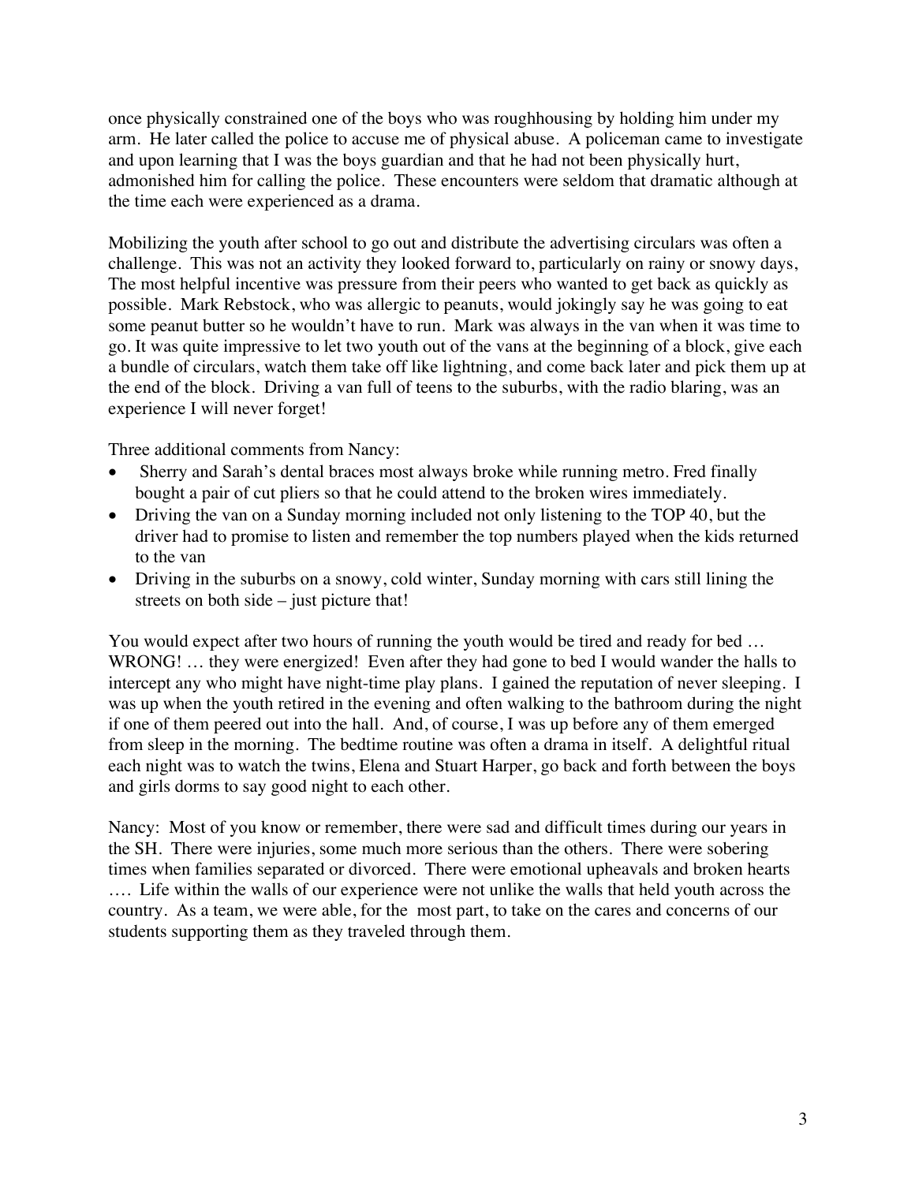once physically constrained one of the boys who was roughhousing by holding him under my arm. He later called the police to accuse me of physical abuse. A policeman came to investigate and upon learning that I was the boys guardian and that he had not been physically hurt, admonished him for calling the police. These encounters were seldom that dramatic although at the time each were experienced as a drama.

Mobilizing the youth after school to go out and distribute the advertising circulars was often a challenge. This was not an activity they looked forward to, particularly on rainy or snowy days, The most helpful incentive was pressure from their peers who wanted to get back as quickly as possible. Mark Rebstock, who was allergic to peanuts, would jokingly say he was going to eat some peanut butter so he wouldn't have to run. Mark was always in the van when it was time to go. It was quite impressive to let two youth out of the vans at the beginning of a block, give each a bundle of circulars, watch them take off like lightning, and come back later and pick them up at the end of the block. Driving a van full of teens to the suburbs, with the radio blaring, was an experience I will never forget!

Three additional comments from Nancy:

- Sherry and Sarah's dental braces most always broke while running metro. Fred finally bought a pair of cut pliers so that he could attend to the broken wires immediately.
- Driving the van on a Sunday morning included not only listening to the TOP 40, but the driver had to promise to listen and remember the top numbers played when the kids returned to the van
- Driving in the suburbs on a snowy, cold winter, Sunday morning with cars still lining the streets on both side – just picture that!

You would expect after two hours of running the youth would be tired and ready for bed … WRONG! … they were energized! Even after they had gone to bed I would wander the halls to intercept any who might have night-time play plans. I gained the reputation of never sleeping. I was up when the youth retired in the evening and often walking to the bathroom during the night if one of them peered out into the hall. And, of course, I was up before any of them emerged from sleep in the morning. The bedtime routine was often a drama in itself. A delightful ritual each night was to watch the twins, Elena and Stuart Harper, go back and forth between the boys and girls dorms to say good night to each other.

Nancy: Most of you know or remember, there were sad and difficult times during our years in the SH. There were injuries, some much more serious than the others. There were sobering times when families separated or divorced. There were emotional upheavals and broken hearts …. Life within the walls of our experience were not unlike the walls that held youth across the country. As a team, we were able, for the most part, to take on the cares and concerns of our students supporting them as they traveled through them.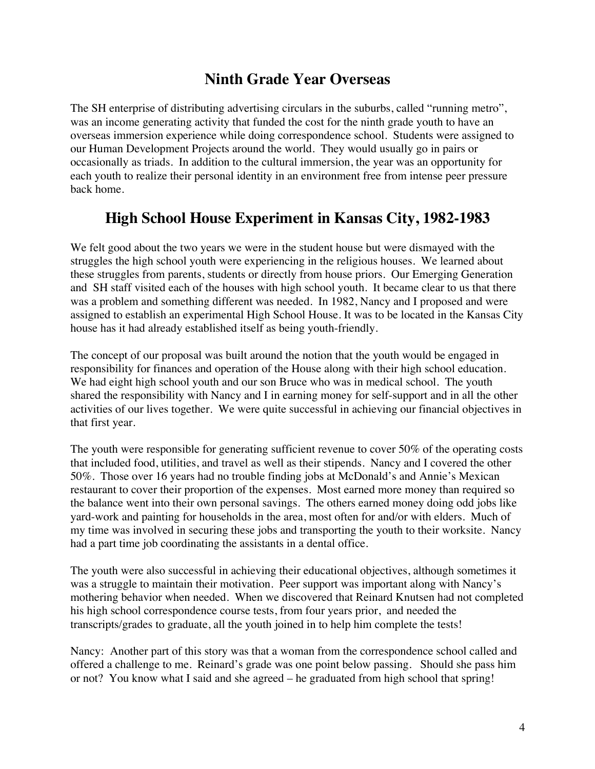## Ninth Grade Year Overseas

The SH enterprise of distributing advertising circulars in the suburbs, called "running metro", was an income generating activity that funded the cost for the ninth grade youth to have an overseas immersion experience while doing correspondence school. Students were assigned to our Human Development Projects around the world. They would usually go in pairs or occasionally as triads. In addition to the cultural immersion, the year was an opportunity for each youth to realize their personal identity in an environment free from intense peer pressure back home.

## High School House Experiment in Kansas City, 1982-1983

We felt good about the two years we were in the student house but were dismayed with the struggles the high school youth were experiencing in the religious houses. We learned about these struggles from parents, students or directly from house priors. Our Emerging Generation and SH staff visited each of the houses with high school youth. It became clear to us that there was a problem and something different was needed. In 1982, Nancy and I proposed and were assigned to establish an experimental High School House. It was to be located in the Kansas City house has it had already established itself as being youth-friendly.

The concept of our proposal was built around the notion that the youth would be engaged in responsibility for finances and operation of the House along with their high school education. We had eight high school youth and our son Bruce who was in medical school. The youth shared the responsibility with Nancy and I in earning money for self-support and in all the other activities of our lives together. We were quite successful in achieving our financial objectives in that first year.

The youth were responsible for generating sufficient revenue to cover 50% of the operating costs that included food, utilities, and travel as well as their stipends. Nancy and I covered the other 50%. Those over 16 years had no trouble finding jobs at McDonald's and Annie's Mexican restaurant to cover their proportion of the expenses. Most earned more money than required so the balance went into their own personal savings. The others earned money doing odd jobs like yard-work and painting for households in the area, most often for and/or with elders. Much of my time was involved in securing these jobs and transporting the youth to their worksite. Nancy had a part time job coordinating the assistants in a dental office.

The youth were also successful in achieving their educational objectives, although sometimes it was a struggle to maintain their motivation. Peer support was important along with Nancy's mothering behavior when needed. When we discovered that Reinard Knutsen had not completed his high school correspondence course tests, from four years prior, and needed the transcripts/grades to graduate, all the youth joined in to help him complete the tests!

Nancy: Another part of this story was that a woman from the correspondence school called and offered a challenge to me. Reinard's grade was one point below passing. Should she pass him or not? You know what I said and she agreed – he graduated from high school that spring!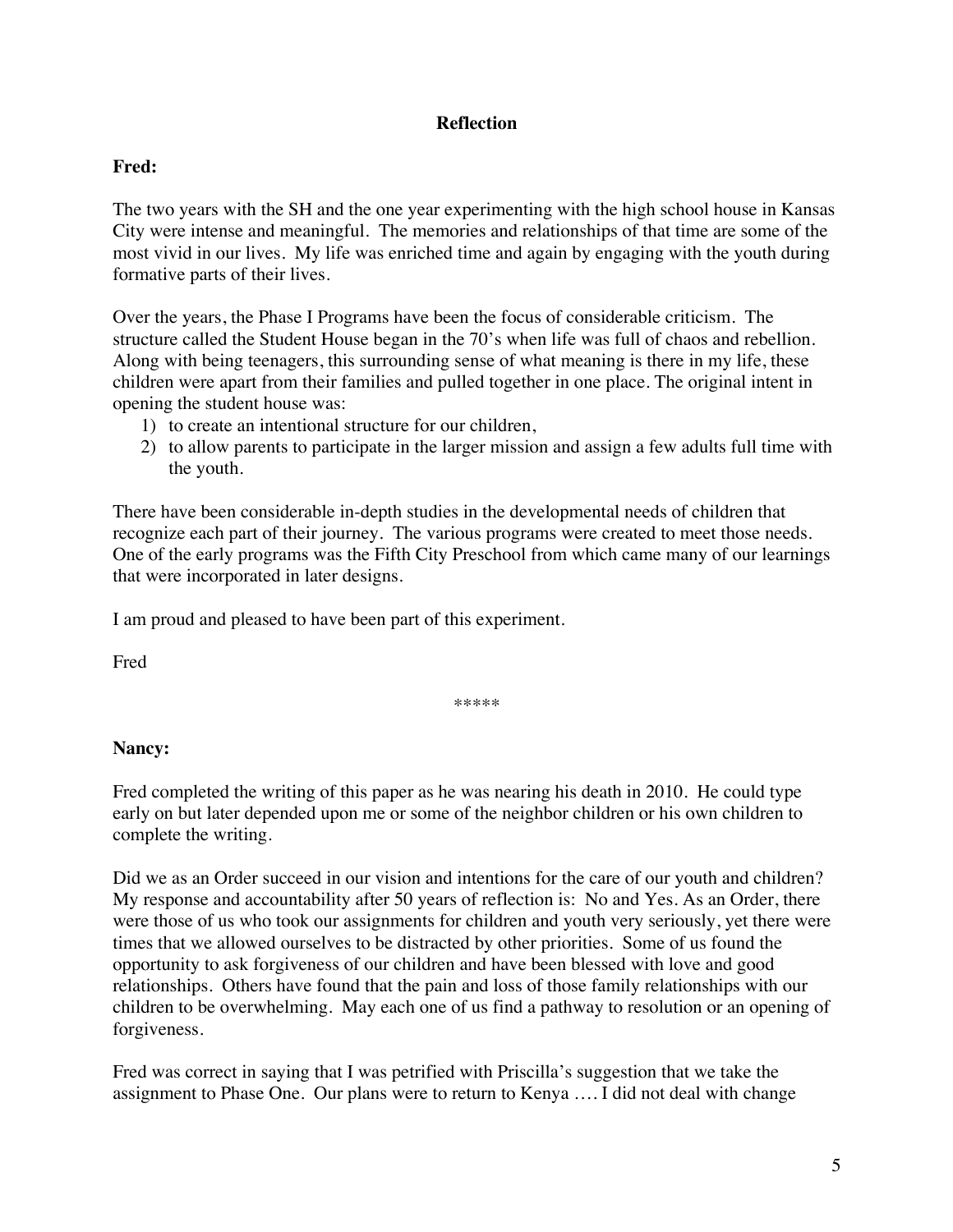## Reflection

**Fred:**

The two years with the SH and the one year experimenting with the high school house in Kansas City were intense and meaningful. The memories and relationships of that time are some of the most vivid in our lives. My life was enriched time and again by engaging with the youth during formative parts of their lives.

Over the years, the Phase I Programs have been the focus of considerable criticism. The structure called the Student House began in the 70's when life was full of chaos and rebellion. Along with being teenagers, this surrounding sense of what meaning is there in my life, these children were apart from their families and pulled together in one place. The original intent in opening the student house was:

1) to create an intentional structure for our children,
2) to allow parents to participate in the larger mission and assign a few adults full time with the youth.

There have been considerable in-depth studies in the developmental needs of children that recognize each part of their journey. The various programs were created to meet those needs. One of the early programs was the Fifth City Preschool from which came many of our learnings that were incorporated in later designs.

I am proud and pleased to have been part of this experiment.

Fred

*****

**Nancy:**

Fred completed the writing of this paper as he was nearing his death in 2010. He could type early on but later depended upon me or some of the neighbor children or his own children to complete the writing.

Did we as an Order succeed in our vision and intentions for the care of our youth and children? My response and accountability after 50 years of reflection is: No and Yes. As an Order, there were those of us who took our assignments for children and youth very seriously, yet there were times that we allowed ourselves to be distracted by other priorities. Some of us found the opportunity to ask forgiveness of our children and have been blessed with love and good relationships. Others have found that the pain and loss of those family relationships with our children to be overwhelming. May each one of us find a pathway to resolution or an opening of forgiveness.

Fred was correct in saying that I was petrified with Priscilla's suggestion that we take the assignment to Phase One. Our plans were to return to Kenya .... I did not deal with change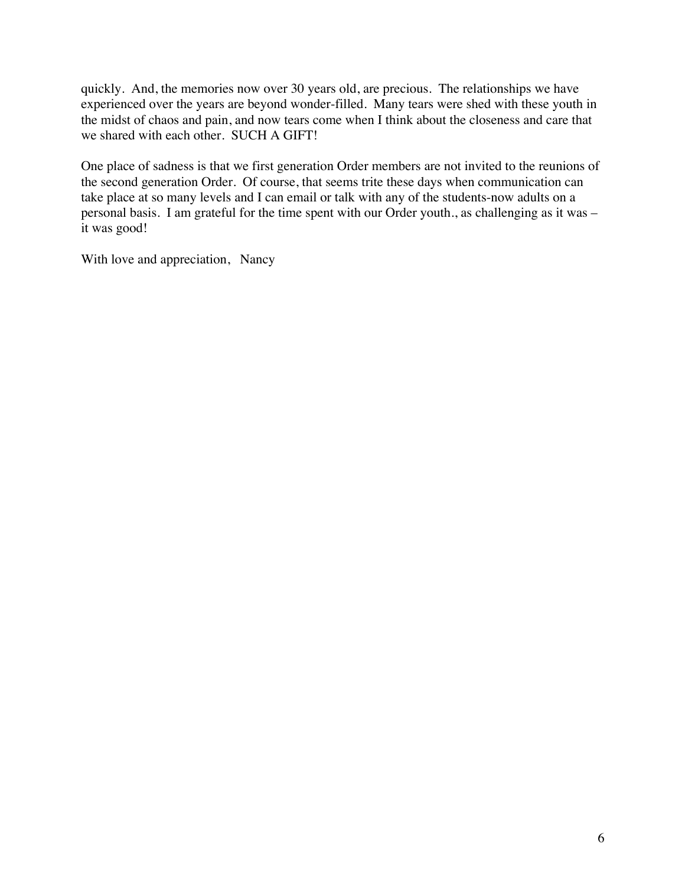quickly. And, the memories now over 30 years old, are precious. The relationships we have experienced over the years are beyond wonder-filled. Many tears were shed with these youth in the midst of chaos and pain, and now tears come when I think about the closeness and care that we shared with each other. SUCH A GIFT!

One place of sadness is that we first generation Order members are not invited to the reunions of the second generation Order. Of course, that seems trite these days when communication can take place at so many levels and I can email or talk with any of the students-now adults on a personal basis. I am grateful for the time spent with our Order youth., as challenging as it was – it was good!

With love and appreciation, Nancy